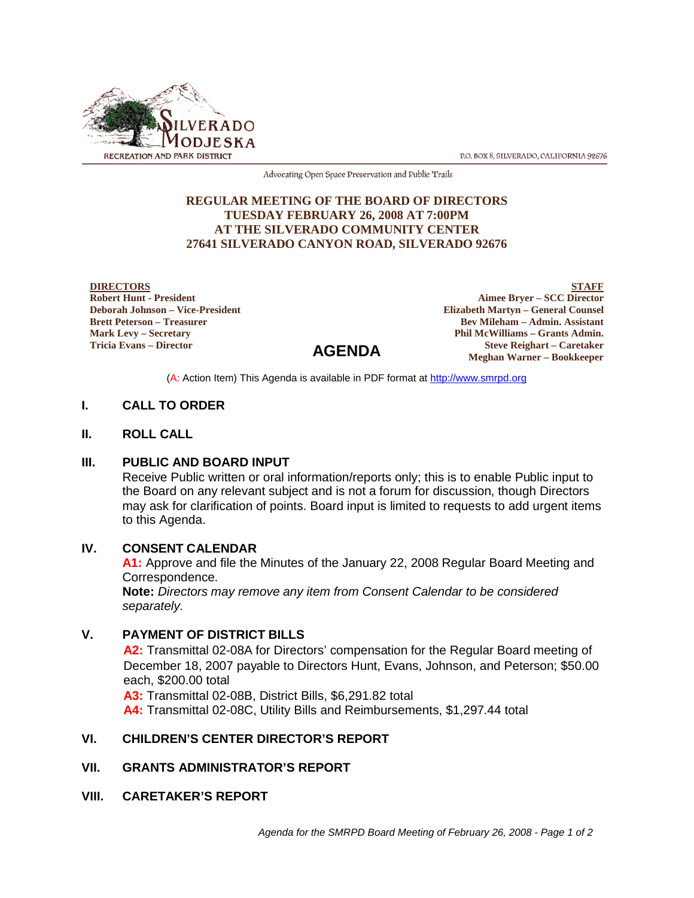SILVERADO MODJESKA RECREATION AND PARK DISTRICT

P.O. BOX 8, SILVERADO, CALIFORNIA 92676

Advocating Open Space Preservation and Public Trails

**REGULAR MEETING OF THE BOARD OF DIRECTORS**
**TUESDAY FEBRUARY 26, 2008 AT 7:00PM**
**AT THE SILVERADO COMMUNITY CENTER**
**27641 SILVERADO CANYON ROAD, SILVERADO 92676**

**DIRECTORS**
**Robert Hunt - President**
**Deborah Johnson – Vice-President**
**Brett Peterson – Treasurer**
**Mark Levy – Secretary**
**Tricia Evans – Director**

**STAFF**
**Aimee Bryer – SCC Director**
**Elizabeth Martyn – General Counsel**
**Bev Mileham – Admin. Assistant**
**Phil McWilliams – Grants Admin.**
**Steve Reighart – Caretaker**
**Meghan Warner – Bookkeeper**

# AGENDA

(A: Action Item) This Agenda is available in PDF format at http://www.smrpd.org

## I. CALL TO ORDER

## II. ROLL CALL

## III. PUBLIC AND BOARD INPUT

Receive Public written or oral information/reports only; this is to enable Public input to the Board on any relevant subject and is not a forum for discussion, though Directors may ask for clarification of points. Board input is limited to requests to add urgent items to this Agenda.

## IV. CONSENT CALENDAR

**A1:** Approve and file the Minutes of the January 22, 2008 Regular Board Meeting and Correspondence.
**Note:** *Directors may remove any item from Consent Calendar to be considered separately.*

## V. PAYMENT OF DISTRICT BILLS

**A2:** Transmittal 02-08A for Directors' compensation for the Regular Board meeting of December 18, 2007 payable to Directors Hunt, Evans, Johnson, and Peterson; $50.00 each, $200.00 total
**A3:** Transmittal 02-08B, District Bills, $6,291.82 total
**A4:** Transmittal 02-08C, Utility Bills and Reimbursements, $1,297.44 total

## VI. CHILDREN'S CENTER DIRECTOR'S REPORT

## VII. GRANTS ADMINISTRATOR'S REPORT

## VIII. CARETAKER'S REPORT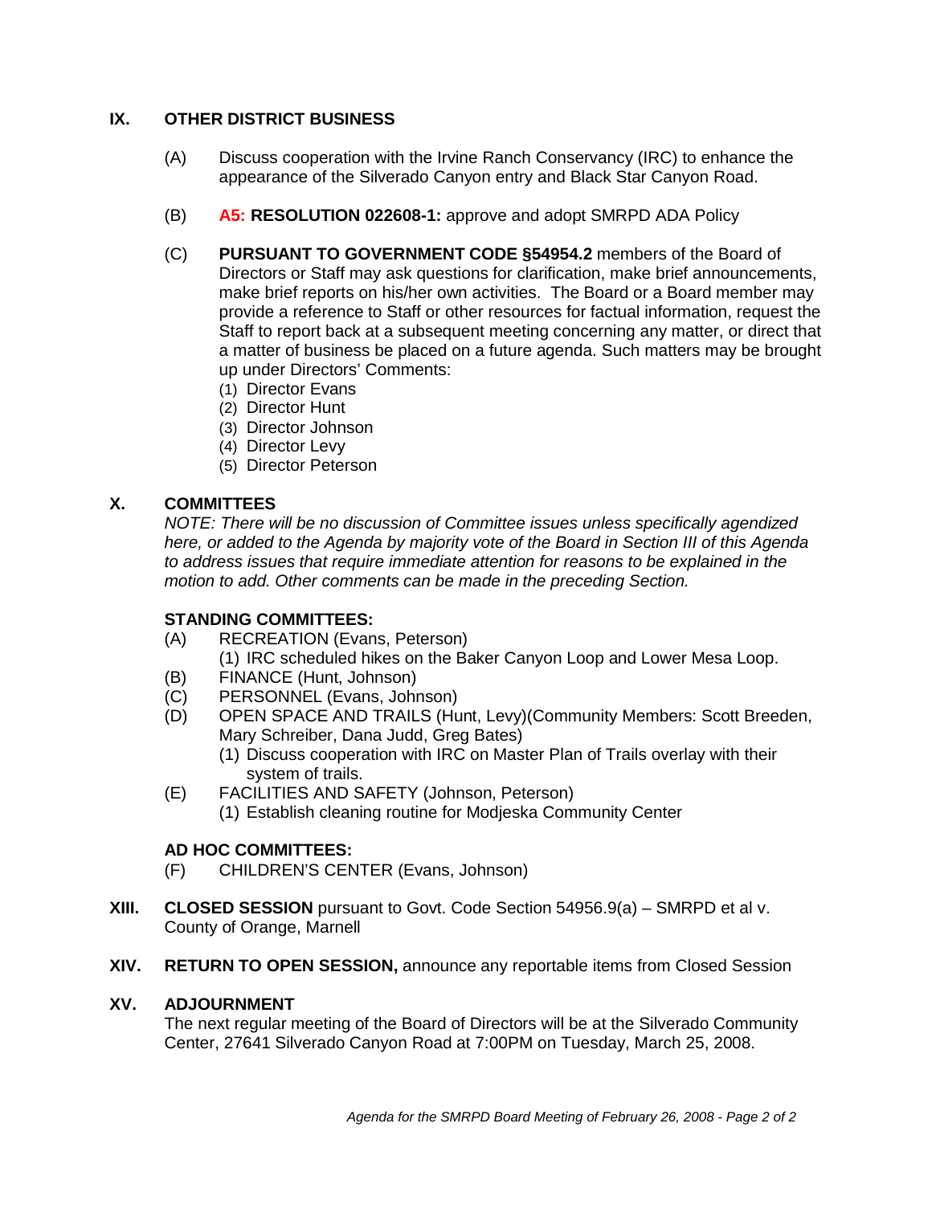## IX. OTHER DISTRICT BUSINESS

(A) Discuss cooperation with the Irvine Ranch Conservancy (IRC) to enhance the appearance of the Silverado Canyon entry and Black Star Canyon Road.

(B) **A5: RESOLUTION 022608-1:** approve and adopt SMRPD ADA Policy

(C) **PURSUANT TO GOVERNMENT CODE §54954.2** members of the Board of Directors or Staff may ask questions for clarification, make brief announcements, make brief reports on his/her own activities. The Board or a Board member may provide a reference to Staff or other resources for factual information, request the Staff to report back at a subsequent meeting concerning any matter, or direct that a matter of business be placed on a future agenda. Such matters may be brought up under Directors' Comments:

(1) Director Evans
(2) Director Hunt
(3) Director Johnson
(4) Director Levy
(5) Director Peterson

## X. COMMITTEES

*NOTE: There will be no discussion of Committee issues unless specifically agendized here, or added to the Agenda by majority vote of the Board in Section III of this Agenda to address issues that require immediate attention for reasons to be explained in the motion to add. Other comments can be made in the preceding Section.*

### STANDING COMMITTEES:

(A) RECREATION (Evans, Peterson)
 (1) IRC scheduled hikes on the Baker Canyon Loop and Lower Mesa Loop.

(B) FINANCE (Hunt, Johnson)

(C) PERSONNEL (Evans, Johnson)

(D) OPEN SPACE AND TRAILS (Hunt, Levy)(Community Members: Scott Breeden, Mary Schreiber, Dana Judd, Greg Bates)
 (1) Discuss cooperation with IRC on Master Plan of Trails overlay with their system of trails.

(E) FACILITIES AND SAFETY (Johnson, Peterson)
 (1) Establish cleaning routine for Modjeska Community Center

### AD HOC COMMITTEES:

(F) CHILDREN'S CENTER (Evans, Johnson)

## XIII. CLOSED SESSION

**CLOSED SESSION** pursuant to Govt. Code Section 54956.9(a) – SMRPD et al v. County of Orange, Marnell

## XIV. RETURN TO OPEN SESSION

**RETURN TO OPEN SESSION,** announce any reportable items from Closed Session

## XV. ADJOURNMENT

The next regular meeting of the Board of Directors will be at the Silverado Community Center, 27641 Silverado Canyon Road at 7:00PM on Tuesday, March 25, 2008.